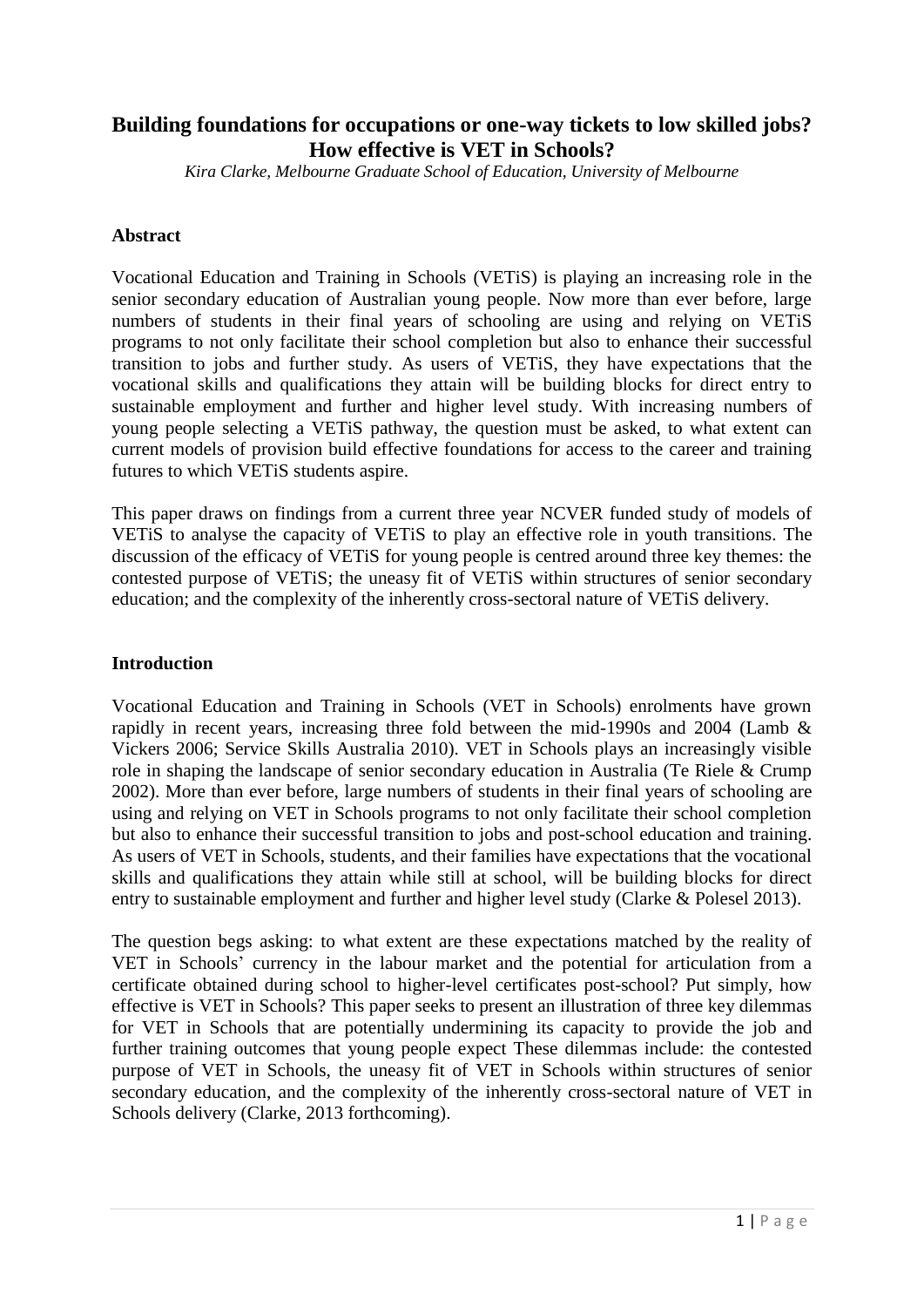# Building foundations for occupations or one-way tickets to low skilled jobs? How effective is VET in Schools?

*Kira Clarke, Melbourne Graduate School of Education, University of Melbourne*

## Abstract

Vocational Education and Training in Schools (VETiS) is playing an increasing role in the senior secondary education of Australian young people. Now more than ever before, large numbers of students in their final years of schooling are using and relying on VETiS programs to not only facilitate their school completion but also to enhance their successful transition to jobs and further study. As users of VETiS, they have expectations that the vocational skills and qualifications they attain will be building blocks for direct entry to sustainable employment and further and higher level study. With increasing numbers of young people selecting a VETiS pathway, the question must be asked, to what extent can current models of provision build effective foundations for access to the career and training futures to which VETiS students aspire.

This paper draws on findings from a current three year NCVER funded study of models of VETiS to analyse the capacity of VETiS to play an effective role in youth transitions. The discussion of the efficacy of VETiS for young people is centred around three key themes: the contested purpose of VETiS; the uneasy fit of VETiS within structures of senior secondary education; and the complexity of the inherently cross-sectoral nature of VETiS delivery.

## Introduction

Vocational Education and Training in Schools (VET in Schools) enrolments have grown rapidly in recent years, increasing three fold between the mid-1990s and 2004 (Lamb & Vickers 2006; Service Skills Australia 2010). VET in Schools plays an increasingly visible role in shaping the landscape of senior secondary education in Australia (Te Riele & Crump 2002). More than ever before, large numbers of students in their final years of schooling are using and relying on VET in Schools programs to not only facilitate their school completion but also to enhance their successful transition to jobs and post-school education and training. As users of VET in Schools, students, and their families have expectations that the vocational skills and qualifications they attain while still at school, will be building blocks for direct entry to sustainable employment and further and higher level study (Clarke & Polesel 2013).

The question begs asking: to what extent are these expectations matched by the reality of VET in Schools' currency in the labour market and the potential for articulation from a certificate obtained during school to higher-level certificates post-school? Put simply, how effective is VET in Schools? This paper seeks to present an illustration of three key dilemmas for VET in Schools that are potentially undermining its capacity to provide the job and further training outcomes that young people expect These dilemmas include: the contested purpose of VET in Schools, the uneasy fit of VET in Schools within structures of senior secondary education, and the complexity of the inherently cross-sectoral nature of VET in Schools delivery (Clarke, 2013 forthcoming).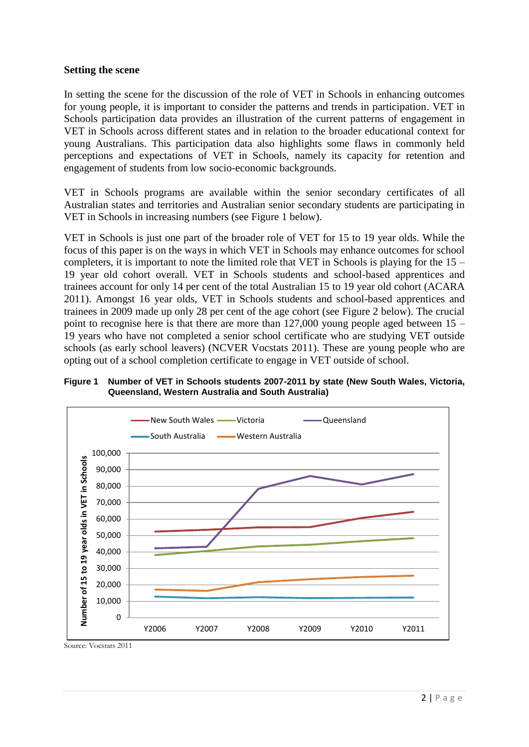**Setting the scene**

In setting the scene for the discussion of the role of VET in Schools in enhancing outcomes for young people, it is important to consider the patterns and trends in participation. VET in Schools participation data provides an illustration of the current patterns of engagement in VET in Schools across different states and in relation to the broader educational context for young Australians. This participation data also highlights some flaws in commonly held perceptions and expectations of VET in Schools, namely its capacity for retention and engagement of students from low socio-economic backgrounds.

VET in Schools programs are available within the senior secondary certificates of all Australian states and territories and Australian senior secondary students are participating in VET in Schools in increasing numbers (see Figure 1 below).

VET in Schools is just one part of the broader role of VET for 15 to 19 year olds. While the focus of this paper is on the ways in which VET in Schools may enhance outcomes for school completers, it is important to note the limited role that VET in Schools is playing for the 15 – 19 year old cohort overall. VET in Schools students and school-based apprentices and trainees account for only 14 per cent of the total Australian 15 to 19 year old cohort (ACARA 2011). Amongst 16 year olds, VET in Schools students and school-based apprentices and trainees in 2009 made up only 28 per cent of the age cohort (see Figure 2 below). The crucial point to recognise here is that there are more than 127,000 young people aged between 15 – 19 years who have not completed a senior school certificate who are studying VET outside schools (as early school leavers) (NCVER Vocstats 2011). These are young people who are opting out of a school completion certificate to engage in VET outside of school.

**Figure 1 Number of VET in Schools students 2007-2011 by state (New South Wales, Victoria, Queensland, Western Australia and South Australia)**

New South Wales
Victoria
Queensland
South Australia
Western Australia

Number of 15 to 19 year olds in VET in Schools

100,000
90,000
80,000
70,000
60,000
50,000
40,000
30,000
20,000
10,000
0

Y2006 Y2007 Y2008 Y2009 Y2010 Y2011

Source: Vocstats 2011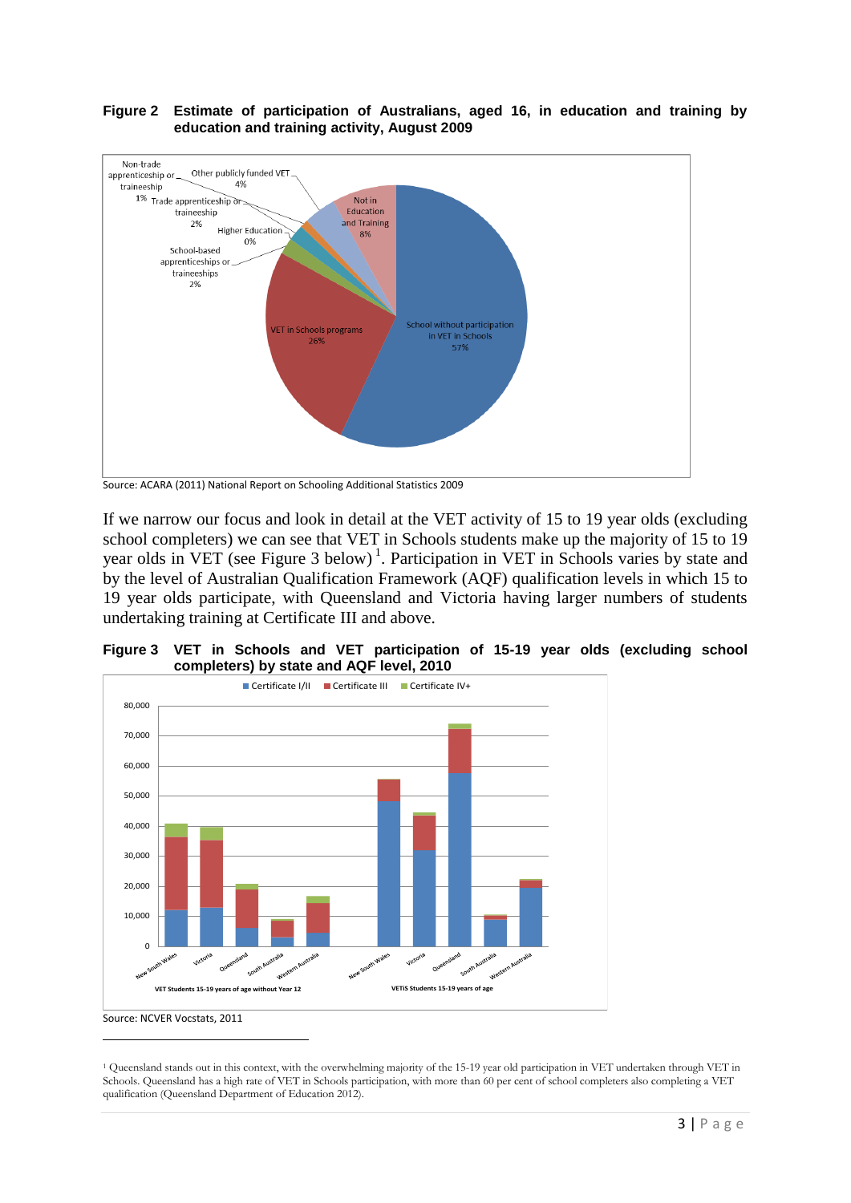**Figure 2 Estimate of participation of Australians, aged 16, in education and training by education and training activity, August 2009**

Source: ACARA (2011) National Report on Schooling Additional Statistics 2009

If we narrow our focus and look in detail at the VET activity of 15 to 19 year olds (excluding school completers) we can see that VET in Schools students make up the majority of 15 to 19 year olds in VET (see Figure 3 below)[1]. Participation in VET in Schools varies by state and by the level of Australian Qualification Framework (AQF) qualification levels in which 15 to 19 year olds participate, with Queensland and Victoria having larger numbers of students undertaking training at Certificate III and above.

**Figure 3 VET in Schools and VET participation of 15-19 year olds (excluding school completers) by state and AQF level, 2010**

Source: NCVER Vocstats, 2011

[1] Queensland stands out in this context, with the overwhelming majority of the 15-19 year old participation in VET undertaken through VET in Schools. Queensland has a high rate of VET in Schools participation, with more than 60 per cent of school completers also completing a VET qualification (Queensland Department of Education 2012).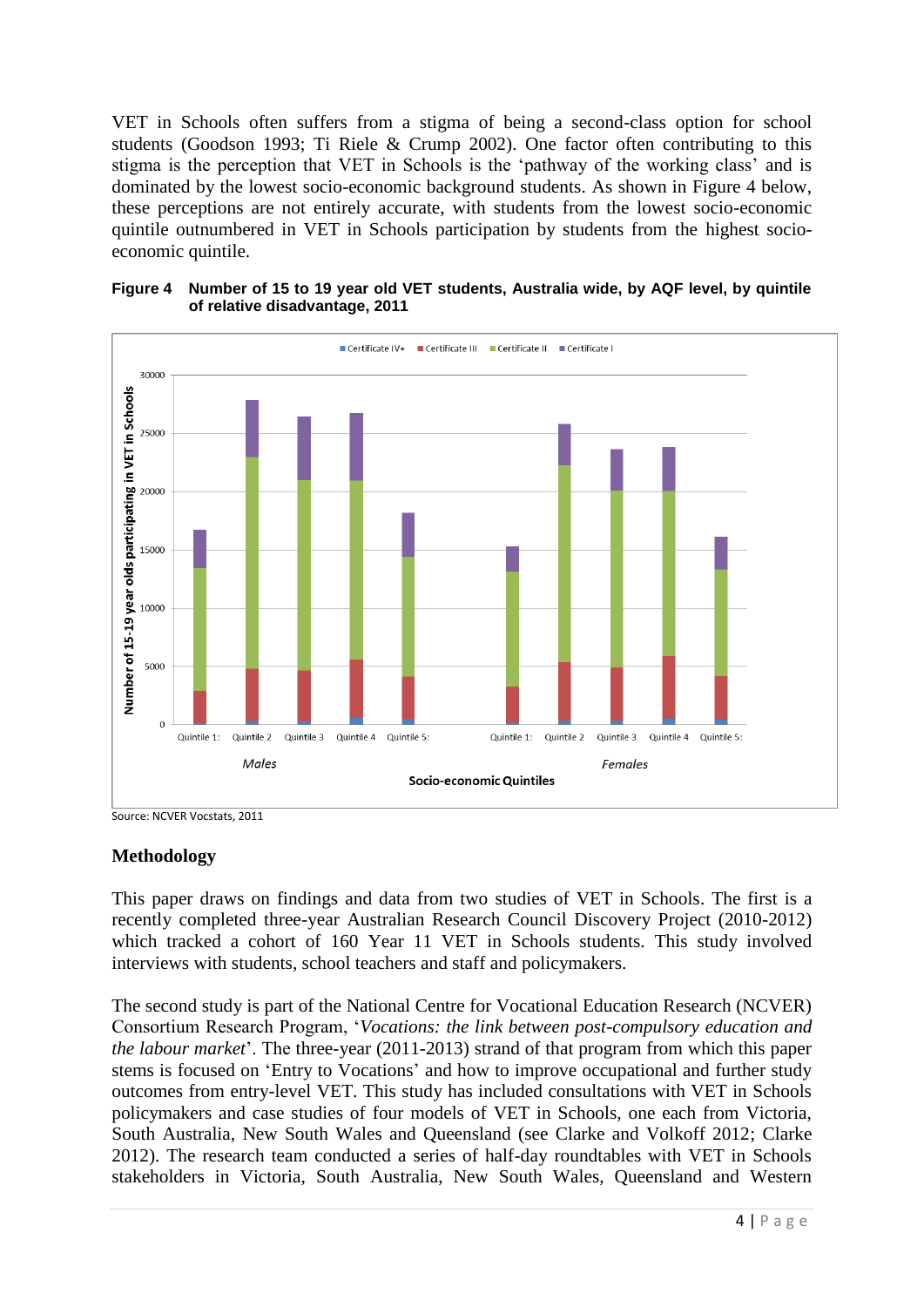VET in Schools often suffers from a stigma of being a second-class option for school students (Goodson 1993; Ti Riele & Crump 2002). One factor often contributing to this stigma is the perception that VET in Schools is the 'pathway of the working class' and is dominated by the lowest socio-economic background students. As shown in Figure 4 below, these perceptions are not entirely accurate, with students from the lowest socio-economic quintile outnumbered in VET in Schools participation by students from the highest socio-economic quintile.

**Figure 4 Number of 15 to 19 year old VET students, Australia wide, by AQF level, by quintile of relative disadvantage, 2011**

Certificate IV+ | Certificate III | Certificate II | Certificate I

Number of 15-19 year olds participating in VET in Schools

30000
25000
20000
15000
10000
5000
0

Quintile 1: | Quintile 2 | Quintile 3 | Quintile 4 | Quintile 5: | Quintile 1: | Quintile 2 | Quintile 3 | Quintile 4 | Quintile 5:

Males | Females

Socio-economic Quintiles

Source: NCVER Vocstats, 2011

## Methodology

This paper draws on findings and data from two studies of VET in Schools. The first is a recently completed three-year Australian Research Council Discovery Project (2010-2012) which tracked a cohort of 160 Year 11 VET in Schools students. This study involved interviews with students, school teachers and staff and policymakers.

The second study is part of the National Centre for Vocational Education Research (NCVER) Consortium Research Program, '*Vocations: the link between post-compulsory education and the labour market*'. The three-year (2011-2013) strand of that program from which this paper stems is focused on 'Entry to Vocations' and how to improve occupational and further study outcomes from entry-level VET. This study has included consultations with VET in Schools policymakers and case studies of four models of VET in Schools, one each from Victoria, South Australia, New South Wales and Queensland (see Clarke and Volkoff 2012; Clarke 2012). The research team conducted a series of half-day roundtables with VET in Schools stakeholders in Victoria, South Australia, New South Wales, Queensland and Western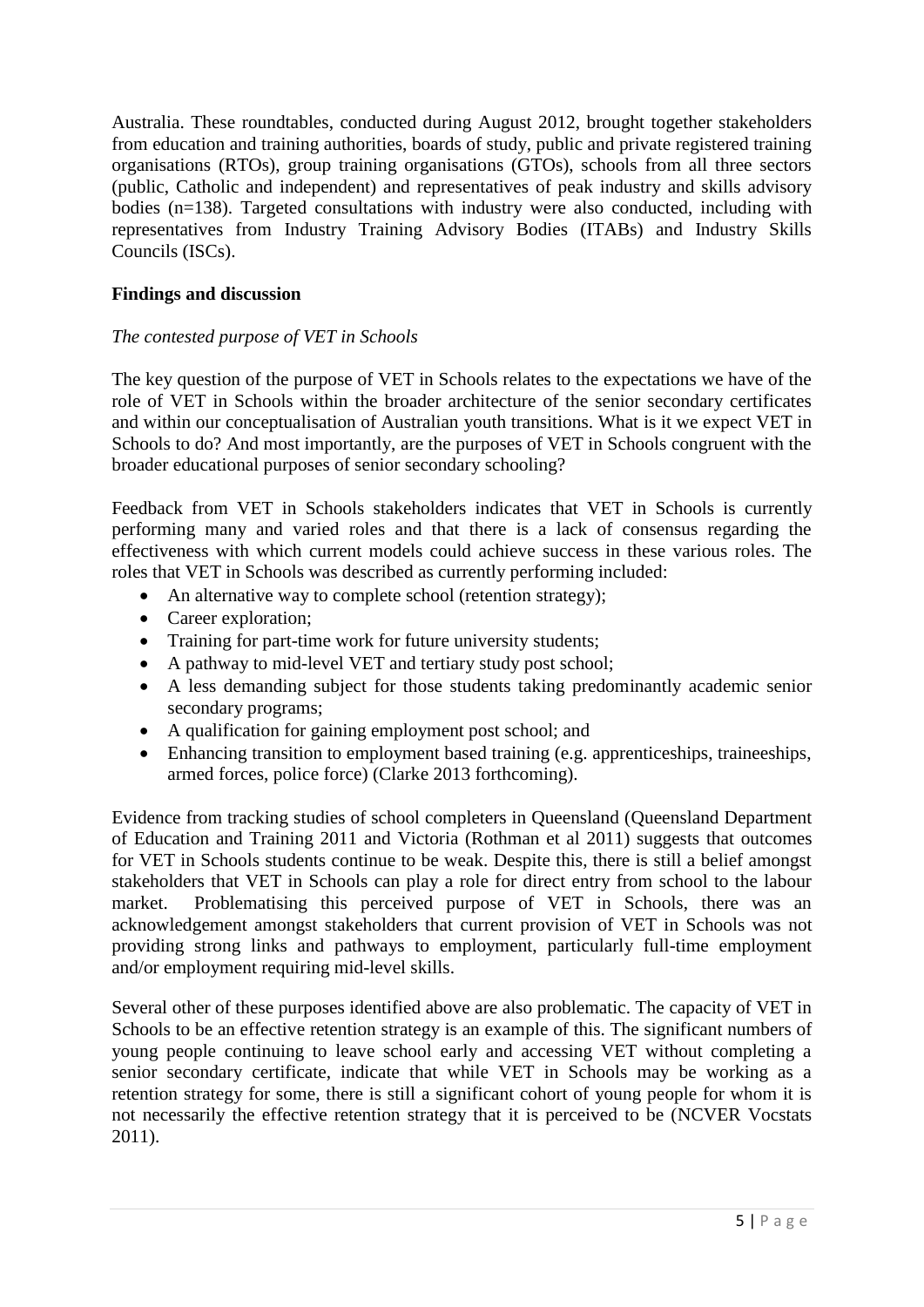Australia. These roundtables, conducted during August 2012, brought together stakeholders from education and training authorities, boards of study, public and private registered training organisations (RTOs), group training organisations (GTOs), schools from all three sectors (public, Catholic and independent) and representatives of peak industry and skills advisory bodies (n=138). Targeted consultations with industry were also conducted, including with representatives from Industry Training Advisory Bodies (ITABs) and Industry Skills Councils (ISCs).

**Findings and discussion**

*The contested purpose of VET in Schools*

The key question of the purpose of VET in Schools relates to the expectations we have of the role of VET in Schools within the broader architecture of the senior secondary certificates and within our conceptualisation of Australian youth transitions. What is it we expect VET in Schools to do? And most importantly, are the purposes of VET in Schools congruent with the broader educational purposes of senior secondary schooling?

Feedback from VET in Schools stakeholders indicates that VET in Schools is currently performing many and varied roles and that there is a lack of consensus regarding the effectiveness with which current models could achieve success in these various roles. The roles that VET in Schools was described as currently performing included:

- An alternative way to complete school (retention strategy);
- Career exploration;
- Training for part-time work for future university students;
- A pathway to mid-level VET and tertiary study post school;
- A less demanding subject for those students taking predominantly academic senior secondary programs;
- A qualification for gaining employment post school; and
- Enhancing transition to employment based training (e.g. apprenticeships, traineeships, armed forces, police force) (Clarke 2013 forthcoming).

Evidence from tracking studies of school completers in Queensland (Queensland Department of Education and Training 2011 and Victoria (Rothman et al 2011) suggests that outcomes for VET in Schools students continue to be weak. Despite this, there is still a belief amongst stakeholders that VET in Schools can play a role for direct entry from school to the labour market. Problematising this perceived purpose of VET in Schools, there was an acknowledgement amongst stakeholders that current provision of VET in Schools was not providing strong links and pathways to employment, particularly full-time employment and/or employment requiring mid-level skills.

Several other of these purposes identified above are also problematic. The capacity of VET in Schools to be an effective retention strategy is an example of this. The significant numbers of young people continuing to leave school early and accessing VET without completing a senior secondary certificate, indicate that while VET in Schools may be working as a retention strategy for some, there is still a significant cohort of young people for whom it is not necessarily the effective retention strategy that it is perceived to be (NCVER Vocstats 2011).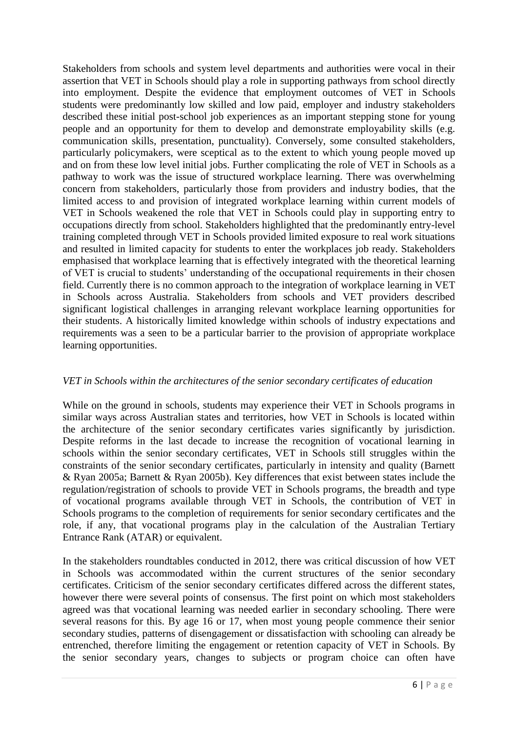Stakeholders from schools and system level departments and authorities were vocal in their assertion that VET in Schools should play a role in supporting pathways from school directly into employment. Despite the evidence that employment outcomes of VET in Schools students were predominantly low skilled and low paid, employer and industry stakeholders described these initial post-school job experiences as an important stepping stone for young people and an opportunity for them to develop and demonstrate employability skills (e.g. communication skills, presentation, punctuality). Conversely, some consulted stakeholders, particularly policymakers, were sceptical as to the extent to which young people moved up and on from these low level initial jobs. Further complicating the role of VET in Schools as a pathway to work was the issue of structured workplace learning. There was overwhelming concern from stakeholders, particularly those from providers and industry bodies, that the limited access to and provision of integrated workplace learning within current models of VET in Schools weakened the role that VET in Schools could play in supporting entry to occupations directly from school. Stakeholders highlighted that the predominantly entry-level training completed through VET in Schools provided limited exposure to real work situations and resulted in limited capacity for students to enter the workplaces job ready. Stakeholders emphasised that workplace learning that is effectively integrated with the theoretical learning of VET is crucial to students' understanding of the occupational requirements in their chosen field. Currently there is no common approach to the integration of workplace learning in VET in Schools across Australia. Stakeholders from schools and VET providers described significant logistical challenges in arranging relevant workplace learning opportunities for their students. A historically limited knowledge within schools of industry expectations and requirements was a seen to be a particular barrier to the provision of appropriate workplace learning opportunities.

*VET in Schools within the architectures of the senior secondary certificates of education*

While on the ground in schools, students may experience their VET in Schools programs in similar ways across Australian states and territories, how VET in Schools is located within the architecture of the senior secondary certificates varies significantly by jurisdiction. Despite reforms in the last decade to increase the recognition of vocational learning in schools within the senior secondary certificates, VET in Schools still struggles within the constraints of the senior secondary certificates, particularly in intensity and quality (Barnett & Ryan 2005a; Barnett & Ryan 2005b). Key differences that exist between states include the regulation/registration of schools to provide VET in Schools programs, the breadth and type of vocational programs available through VET in Schools, the contribution of VET in Schools programs to the completion of requirements for senior secondary certificates and the role, if any, that vocational programs play in the calculation of the Australian Tertiary Entrance Rank (ATAR) or equivalent.

In the stakeholders roundtables conducted in 2012, there was critical discussion of how VET in Schools was accommodated within the current structures of the senior secondary certificates. Criticism of the senior secondary certificates differed across the different states, however there were several points of consensus. The first point on which most stakeholders agreed was that vocational learning was needed earlier in secondary schooling. There were several reasons for this. By age 16 or 17, when most young people commence their senior secondary studies, patterns of disengagement or dissatisfaction with schooling can already be entrenched, therefore limiting the engagement or retention capacity of VET in Schools. By the senior secondary years, changes to subjects or program choice can often have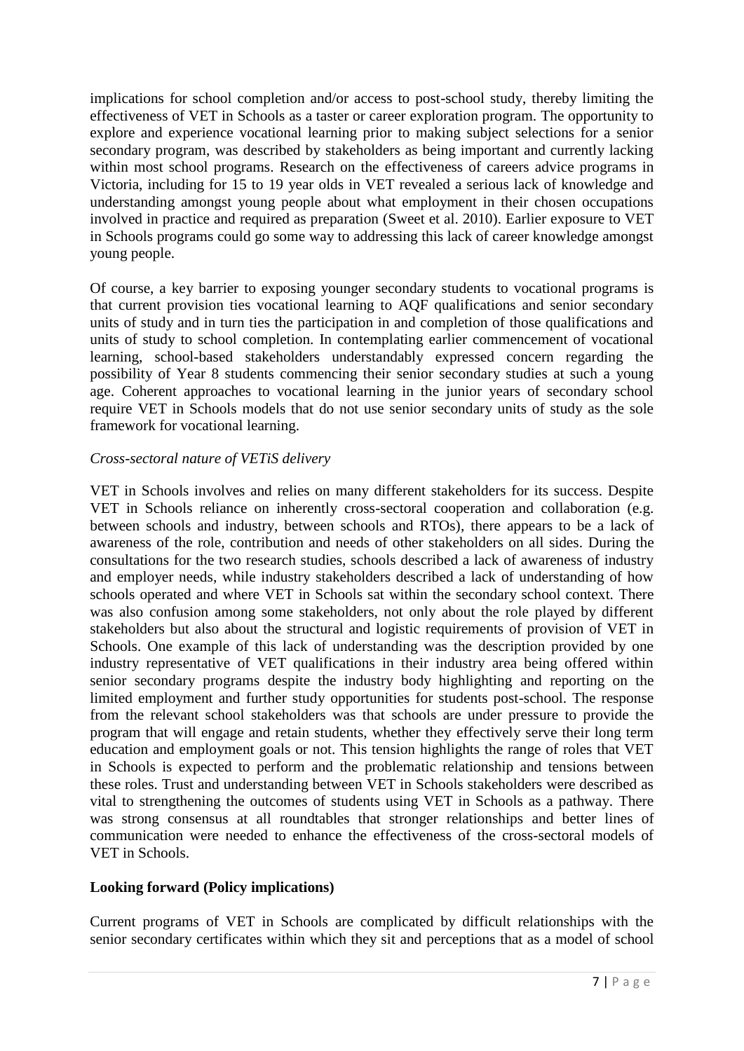implications for school completion and/or access to post-school study, thereby limiting the effectiveness of VET in Schools as a taster or career exploration program. The opportunity to explore and experience vocational learning prior to making subject selections for a senior secondary program, was described by stakeholders as being important and currently lacking within most school programs. Research on the effectiveness of careers advice programs in Victoria, including for 15 to 19 year olds in VET revealed a serious lack of knowledge and understanding amongst young people about what employment in their chosen occupations involved in practice and required as preparation (Sweet et al. 2010). Earlier exposure to VET in Schools programs could go some way to addressing this lack of career knowledge amongst young people.

Of course, a key barrier to exposing younger secondary students to vocational programs is that current provision ties vocational learning to AQF qualifications and senior secondary units of study and in turn ties the participation in and completion of those qualifications and units of study to school completion. In contemplating earlier commencement of vocational learning, school-based stakeholders understandably expressed concern regarding the possibility of Year 8 students commencing their senior secondary studies at such a young age. Coherent approaches to vocational learning in the junior years of secondary school require VET in Schools models that do not use senior secondary units of study as the sole framework for vocational learning.

*Cross-sectoral nature of VETiS delivery*

VET in Schools involves and relies on many different stakeholders for its success. Despite VET in Schools reliance on inherently cross-sectoral cooperation and collaboration (e.g. between schools and industry, between schools and RTOs), there appears to be a lack of awareness of the role, contribution and needs of other stakeholders on all sides. During the consultations for the two research studies, schools described a lack of awareness of industry and employer needs, while industry stakeholders described a lack of understanding of how schools operated and where VET in Schools sat within the secondary school context. There was also confusion among some stakeholders, not only about the role played by different stakeholders but also about the structural and logistic requirements of provision of VET in Schools. One example of this lack of understanding was the description provided by one industry representative of VET qualifications in their industry area being offered within senior secondary programs despite the industry body highlighting and reporting on the limited employment and further study opportunities for students post-school. The response from the relevant school stakeholders was that schools are under pressure to provide the program that will engage and retain students, whether they effectively serve their long term education and employment goals or not. This tension highlights the range of roles that VET in Schools is expected to perform and the problematic relationship and tensions between these roles. Trust and understanding between VET in Schools stakeholders were described as vital to strengthening the outcomes of students using VET in Schools as a pathway. There was strong consensus at all roundtables that stronger relationships and better lines of communication were needed to enhance the effectiveness of the cross-sectoral models of VET in Schools.

**Looking forward (Policy implications)**

Current programs of VET in Schools are complicated by difficult relationships with the senior secondary certificates within which they sit and perceptions that as a model of school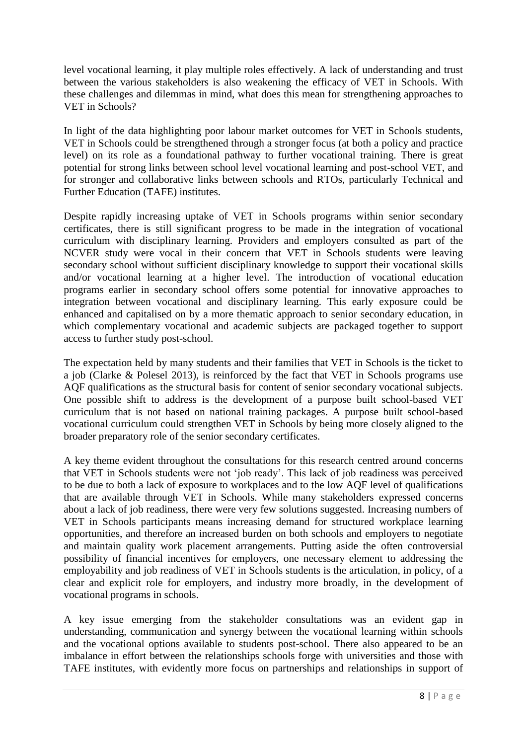level vocational learning, it play multiple roles effectively. A lack of understanding and trust between the various stakeholders is also weakening the efficacy of VET in Schools. With these challenges and dilemmas in mind, what does this mean for strengthening approaches to VET in Schools?

In light of the data highlighting poor labour market outcomes for VET in Schools students, VET in Schools could be strengthened through a stronger focus (at both a policy and practice level) on its role as a foundational pathway to further vocational training. There is great potential for strong links between school level vocational learning and post-school VET, and for stronger and collaborative links between schools and RTOs, particularly Technical and Further Education (TAFE) institutes.

Despite rapidly increasing uptake of VET in Schools programs within senior secondary certificates, there is still significant progress to be made in the integration of vocational curriculum with disciplinary learning. Providers and employers consulted as part of the NCVER study were vocal in their concern that VET in Schools students were leaving secondary school without sufficient disciplinary knowledge to support their vocational skills and/or vocational learning at a higher level. The introduction of vocational education programs earlier in secondary school offers some potential for innovative approaches to integration between vocational and disciplinary learning. This early exposure could be enhanced and capitalised on by a more thematic approach to senior secondary education, in which complementary vocational and academic subjects are packaged together to support access to further study post-school.

The expectation held by many students and their families that VET in Schools is the ticket to a job (Clarke & Polesel 2013), is reinforced by the fact that VET in Schools programs use AQF qualifications as the structural basis for content of senior secondary vocational subjects. One possible shift to address is the development of a purpose built school-based VET curriculum that is not based on national training packages. A purpose built school-based vocational curriculum could strengthen VET in Schools by being more closely aligned to the broader preparatory role of the senior secondary certificates.

A key theme evident throughout the consultations for this research centred around concerns that VET in Schools students were not 'job ready'. This lack of job readiness was perceived to be due to both a lack of exposure to workplaces and to the low AQF level of qualifications that are available through VET in Schools. While many stakeholders expressed concerns about a lack of job readiness, there were very few solutions suggested. Increasing numbers of VET in Schools participants means increasing demand for structured workplace learning opportunities, and therefore an increased burden on both schools and employers to negotiate and maintain quality work placement arrangements. Putting aside the often controversial possibility of financial incentives for employers, one necessary element to addressing the employability and job readiness of VET in Schools students is the articulation, in policy, of a clear and explicit role for employers, and industry more broadly, in the development of vocational programs in schools.

A key issue emerging from the stakeholder consultations was an evident gap in understanding, communication and synergy between the vocational learning within schools and the vocational options available to students post-school. There also appeared to be an imbalance in effort between the relationships schools forge with universities and those with TAFE institutes, with evidently more focus on partnerships and relationships in support of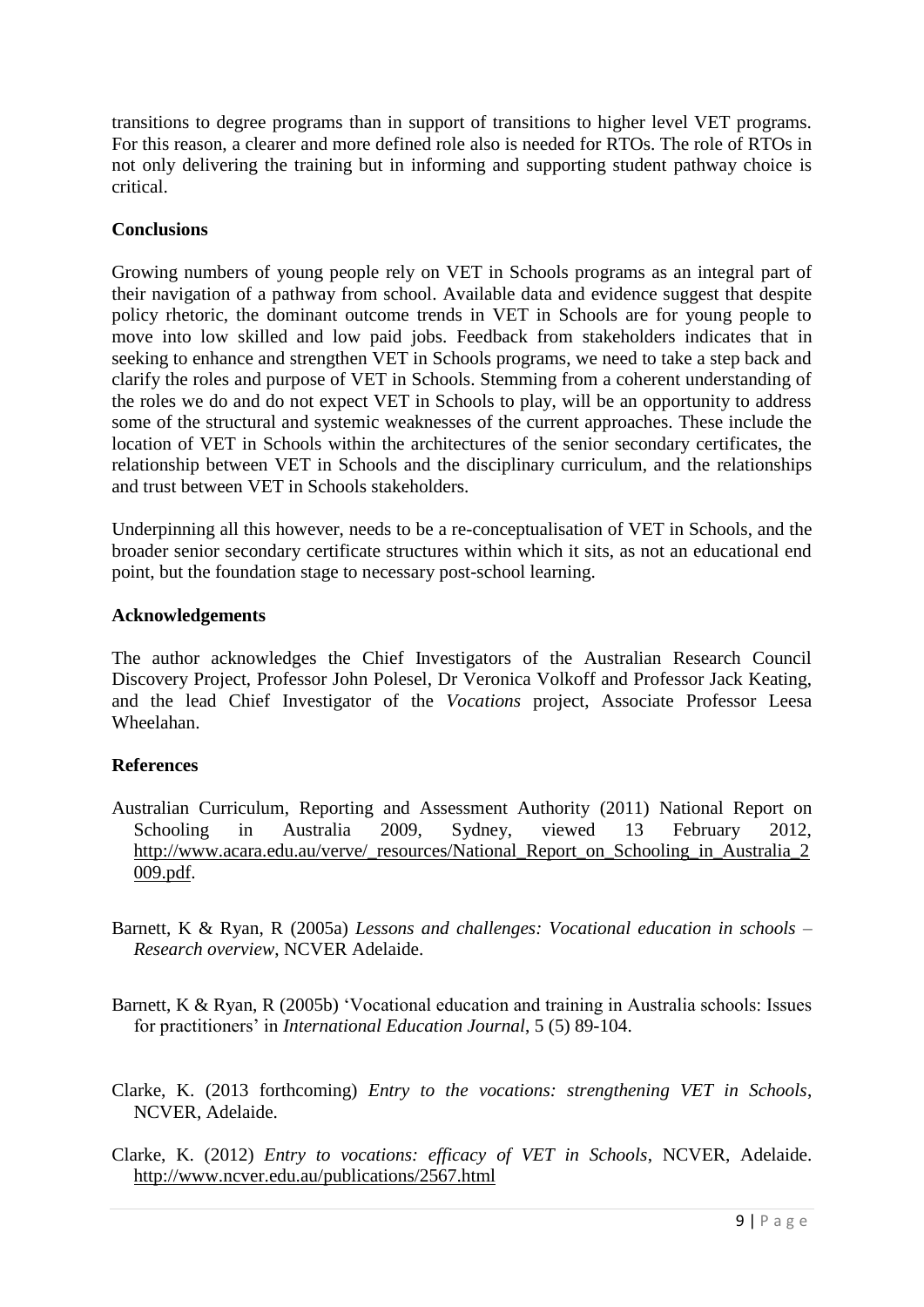transitions to degree programs than in support of transitions to higher level VET programs. For this reason, a clearer and more defined role also is needed for RTOs. The role of RTOs in not only delivering the training but in informing and supporting student pathway choice is critical.

## Conclusions

Growing numbers of young people rely on VET in Schools programs as an integral part of their navigation of a pathway from school. Available data and evidence suggest that despite policy rhetoric, the dominant outcome trends in VET in Schools are for young people to move into low skilled and low paid jobs. Feedback from stakeholders indicates that in seeking to enhance and strengthen VET in Schools programs, we need to take a step back and clarify the roles and purpose of VET in Schools. Stemming from a coherent understanding of the roles we do and do not expect VET in Schools to play, will be an opportunity to address some of the structural and systemic weaknesses of the current approaches. These include the location of VET in Schools within the architectures of the senior secondary certificates, the relationship between VET in Schools and the disciplinary curriculum, and the relationships and trust between VET in Schools stakeholders.

Underpinning all this however, needs to be a re-conceptualisation of VET in Schools, and the broader senior secondary certificate structures within which it sits, as not an educational end point, but the foundation stage to necessary post-school learning.

## Acknowledgements

The author acknowledges the Chief Investigators of the Australian Research Council Discovery Project, Professor John Polesel, Dr Veronica Volkoff and Professor Jack Keating, and the lead Chief Investigator of the *Vocations* project, Associate Professor Leesa Wheelahan.

## References

Australian Curriculum, Reporting and Assessment Authority (2011) National Report on Schooling in Australia 2009, Sydney, viewed 13 February 2012, http://www.acara.edu.au/verve/_resources/National_Report_on_Schooling_in_Australia_2009.pdf.

Barnett, K & Ryan, R (2005a) *Lessons and challenges: Vocational education in schools – Research overview*, NCVER Adelaide.

Barnett, K & Ryan, R (2005b) 'Vocational education and training in Australia schools: Issues for practitioners' in *International Education Journal*, 5 (5) 89-104.

Clarke, K. (2013 forthcoming) *Entry to the vocations: strengthening VET in Schools*, NCVER, Adelaide.

Clarke, K. (2012) *Entry to vocations: efficacy of VET in Schools*, NCVER, Adelaide. http://www.ncver.edu.au/publications/2567.html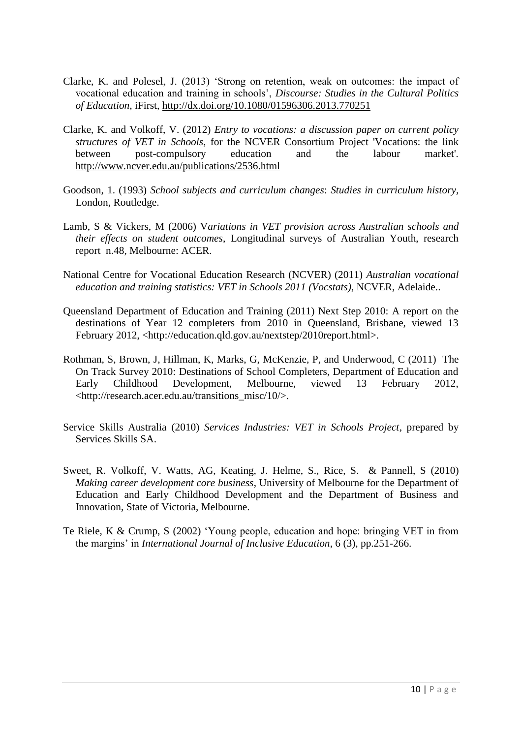Clarke, K. and Polesel, J. (2013) 'Strong on retention, weak on outcomes: the impact of vocational education and training in schools', *Discourse: Studies in the Cultural Politics of Education*, iFirst, http://dx.doi.org/10.1080/01596306.2013.770251

Clarke, K. and Volkoff, V. (2012) *Entry to vocations: a discussion paper on current policy structures of VET in Schools*, for the NCVER Consortium Project 'Vocations: the link between post-compulsory education and the labour market'. http://www.ncver.edu.au/publications/2536.html

Goodson, 1. (1993) *School subjects and curriculum changes*: *Studies in curriculum history*, London, Routledge.

Lamb, S & Vickers, M (2006) V*ariations in VET provision across Australian schools and their effects on student outcomes*, Longitudinal surveys of Australian Youth, research report n.48, Melbourne: ACER.

National Centre for Vocational Education Research (NCVER) (2011) *Australian vocational education and training statistics: VET in Schools 2011 (Vocstats)*, NCVER, Adelaide..

Queensland Department of Education and Training (2011) Next Step 2010: A report on the destinations of Year 12 completers from 2010 in Queensland, Brisbane, viewed 13 February 2012, <http://education.qld.gov.au/nextstep/2010report.html>.

Rothman, S, Brown, J, Hillman, K, Marks, G, McKenzie, P, and Underwood, C (2011) The On Track Survey 2010: Destinations of School Completers, Department of Education and Early Childhood Development, Melbourne, viewed 13 February 2012, <http://research.acer.edu.au/transitions_misc/10/>.

Service Skills Australia (2010) *Services Industries: VET in Schools Project*, prepared by Services Skills SA.

Sweet, R. Volkoff, V. Watts, AG, Keating, J. Helme, S., Rice, S. & Pannell, S (2010) *Making career development core business*, University of Melbourne for the Department of Education and Early Childhood Development and the Department of Business and Innovation, State of Victoria, Melbourne.

Te Riele, K & Crump, S (2002) 'Young people, education and hope: bringing VET in from the margins' in *International Journal of Inclusive Education*, 6 (3), pp.251-266.